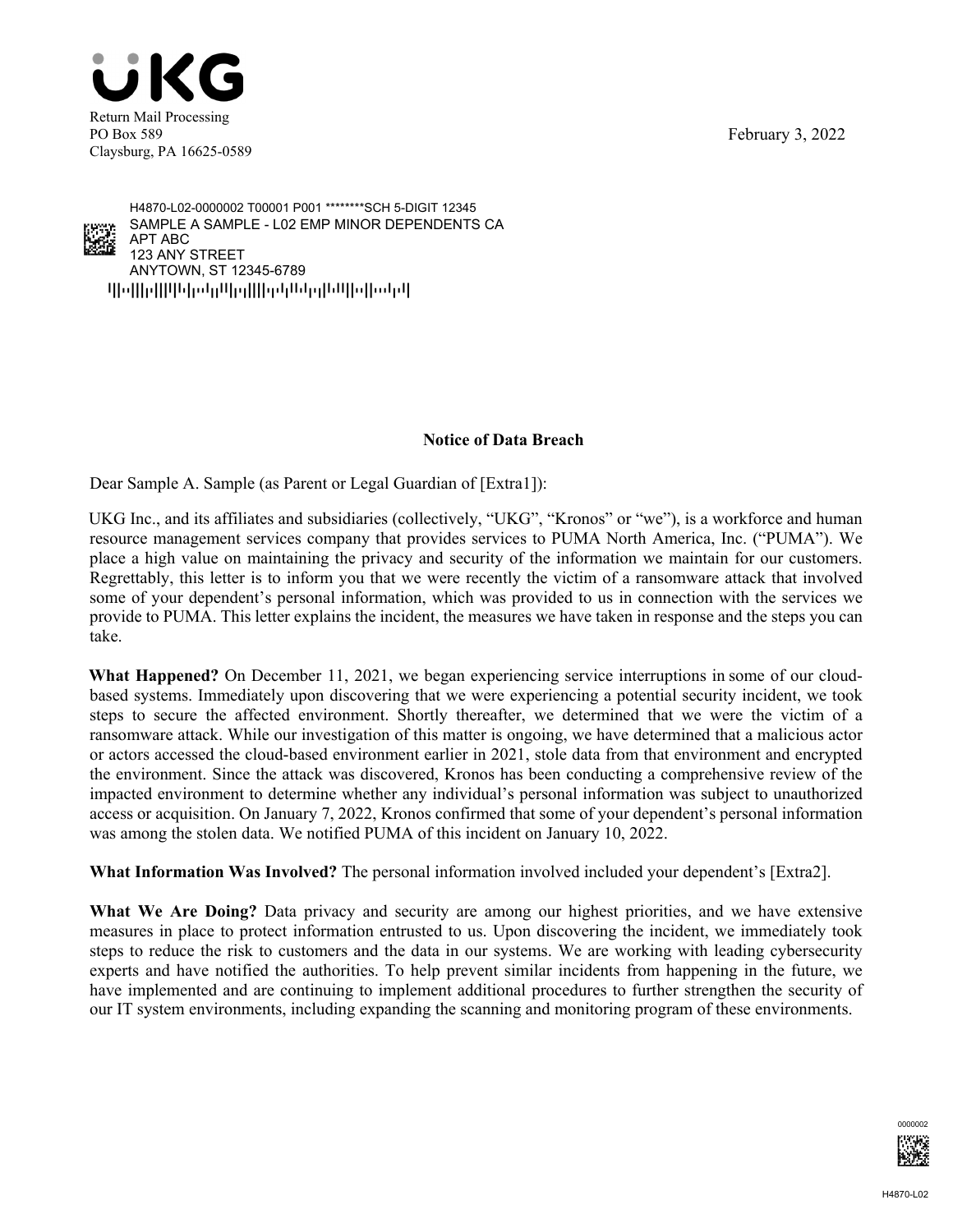UKG

Return Mail Processing
PO Box 589
Claysburg, PA 16625-0589

February 3, 2022

H4870-L02-0000002 T00001 P001 ********SCH 5-DIGIT 12345
SAMPLE A SAMPLE - L02 EMP MINOR DEPENDENTS CA
APT ABC
123 ANY STREET
ANYTOWN, ST 12345-6789

**Notice of Data Breach**

Dear Sample A. Sample (as Parent or Legal Guardian of [Extra1]):

UKG Inc., and its affiliates and subsidiaries (collectively, "UKG", "Kronos" or "we"), is a workforce and human resource management services company that provides services to PUMA North America, Inc. ("PUMA"). We place a high value on maintaining the privacy and security of the information we maintain for our customers. Regrettably, this letter is to inform you that we were recently the victim of a ransomware attack that involved some of your dependent's personal information, which was provided to us in connection with the services we provide to PUMA. This letter explains the incident, the measures we have taken in response and the steps you can take.

**What Happened?** On December 11, 2021, we began experiencing service interruptions in some of our cloud-based systems. Immediately upon discovering that we were experiencing a potential security incident, we took steps to secure the affected environment. Shortly thereafter, we determined that we were the victim of a ransomware attack. While our investigation of this matter is ongoing, we have determined that a malicious actor or actors accessed the cloud-based environment earlier in 2021, stole data from that environment and encrypted the environment. Since the attack was discovered, Kronos has been conducting a comprehensive review of the impacted environment to determine whether any individual's personal information was subject to unauthorized access or acquisition. On January 7, 2022, Kronos confirmed that some of your dependent's personal information was among the stolen data. We notified PUMA of this incident on January 10, 2022.

**What Information Was Involved?** The personal information involved included your dependent's [Extra2].

**What We Are Doing?** Data privacy and security are among our highest priorities, and we have extensive measures in place to protect information entrusted to us. Upon discovering the incident, we immediately took steps to reduce the risk to customers and the data in our systems. We are working with leading cybersecurity experts and have notified the authorities. To help prevent similar incidents from happening in the future, we have implemented and are continuing to implement additional procedures to further strengthen the security of our IT system environments, including expanding the scanning and monitoring program of these environments.

0000002

H4870-L02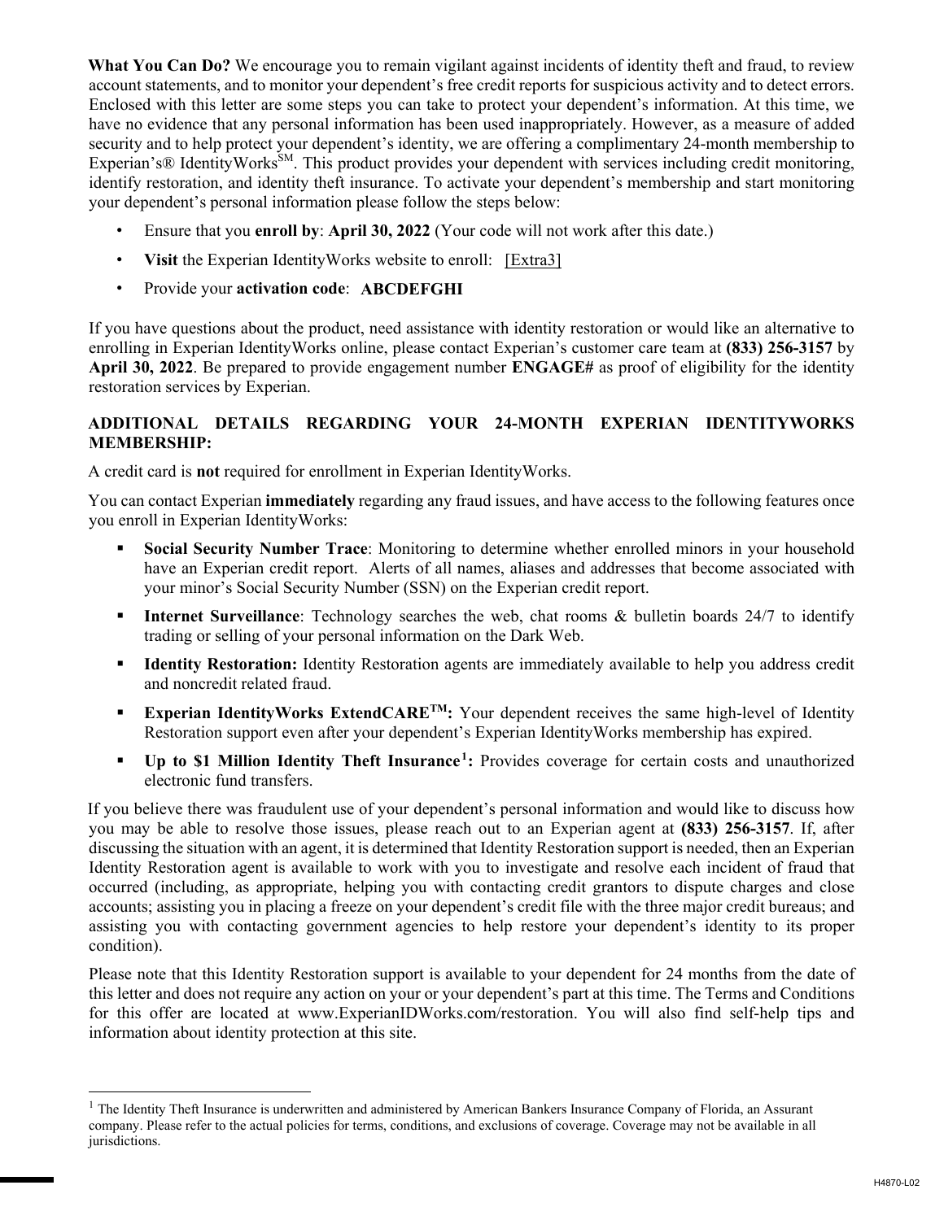**What You Can Do?** We encourage you to remain vigilant against incidents of identity theft and fraud, to review account statements, and to monitor your dependent's free credit reports for suspicious activity and to detect errors. Enclosed with this letter are some steps you can take to protect your dependent's information. At this time, we have no evidence that any personal information has been used inappropriately. However, as a measure of added security and to help protect your dependent's identity, we are offering a complimentary 24-month membership to Experian's® IdentityWorks[SM]. This product provides your dependent with services including credit monitoring, identify restoration, and identity theft insurance. To activate your dependent's membership and start monitoring your dependent's personal information please follow the steps below:

- Ensure that you **enroll by**: **April 30, 2022** (Your code will not work after this date.)
- **Visit** the Experian IdentityWorks website to enroll: [Extra3]
- Provide your **activation code**: **ABCDEFGHI**

If you have questions about the product, need assistance with identity restoration or would like an alternative to enrolling in Experian IdentityWorks online, please contact Experian's customer care team at **(833) 256-3157** by **April 30, 2022**. Be prepared to provide engagement number **ENGAGE#** as proof of eligibility for the identity restoration services by Experian.

**ADDITIONAL DETAILS REGARDING YOUR 24-MONTH EXPERIAN IDENTITYWORKS MEMBERSHIP:**

A credit card is **not** required for enrollment in Experian IdentityWorks.

You can contact Experian **immediately** regarding any fraud issues, and have access to the following features once you enroll in Experian IdentityWorks:

- **Social Security Number Trace**: Monitoring to determine whether enrolled minors in your household have an Experian credit report. Alerts of all names, aliases and addresses that become associated with your minor's Social Security Number (SSN) on the Experian credit report.
- **Internet Surveillance**: Technology searches the web, chat rooms & bulletin boards 24/7 to identify trading or selling of your personal information on the Dark Web.
- **Identity Restoration:** Identity Restoration agents are immediately available to help you address credit and noncredit related fraud.
- **Experian IdentityWorks ExtendCARE[TM]:** Your dependent receives the same high-level of Identity Restoration support even after your dependent's Experian IdentityWorks membership has expired.
- **Up to $1 Million Identity Theft Insurance[1]:** Provides coverage for certain costs and unauthorized electronic fund transfers.

If you believe there was fraudulent use of your dependent's personal information and would like to discuss how you may be able to resolve those issues, please reach out to an Experian agent at **(833) 256-3157**. If, after discussing the situation with an agent, it is determined that Identity Restoration support is needed, then an Experian Identity Restoration agent is available to work with you to investigate and resolve each incident of fraud that occurred (including, as appropriate, helping you with contacting credit grantors to dispute charges and close accounts; assisting you in placing a freeze on your dependent's credit file with the three major credit bureaus; and assisting you with contacting government agencies to help restore your dependent's identity to its proper condition).

Please note that this Identity Restoration support is available to your dependent for 24 months from the date of this letter and does not require any action on your or your dependent's part at this time. The Terms and Conditions for this offer are located at www.ExperianIDWorks.com/restoration. You will also find self-help tips and information about identity protection at this site.

[1] The Identity Theft Insurance is underwritten and administered by American Bankers Insurance Company of Florida, an Assurant company. Please refer to the actual policies for terms, conditions, and exclusions of coverage. Coverage may not be available in all jurisdictions.

H4870-L02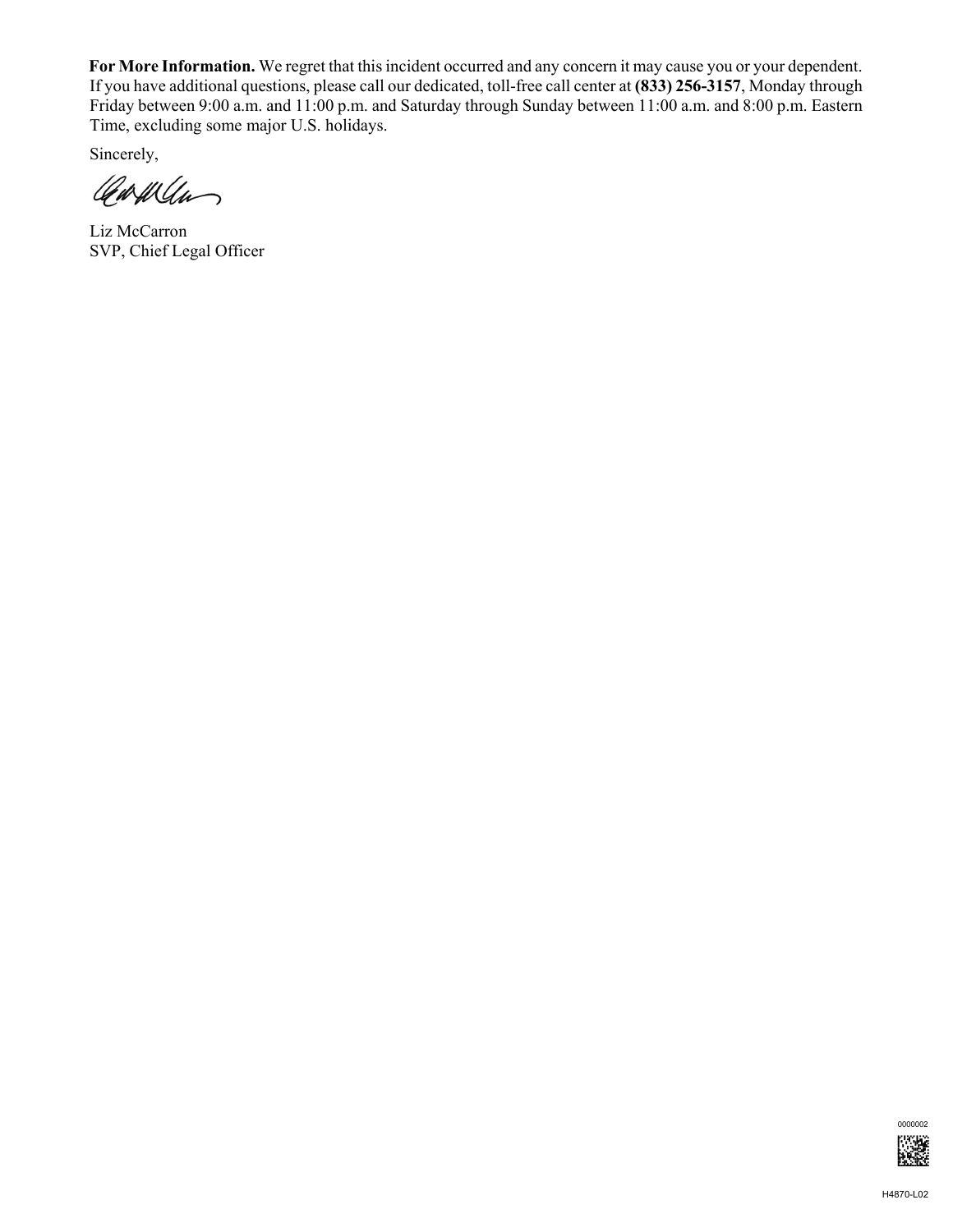**For More Information.** We regret that this incident occurred and any concern it may cause you or your dependent. If you have additional questions, please call our dedicated, toll-free call center at **(833) 256-3157**, Monday through Friday between 9:00 a.m. and 11:00 p.m. and Saturday through Sunday between 11:00 a.m. and 8:00 p.m. Eastern Time, excluding some major U.S. holidays.

Sincerely,

Liz McCarron
SVP, Chief Legal Officer

0000002

H4870-L02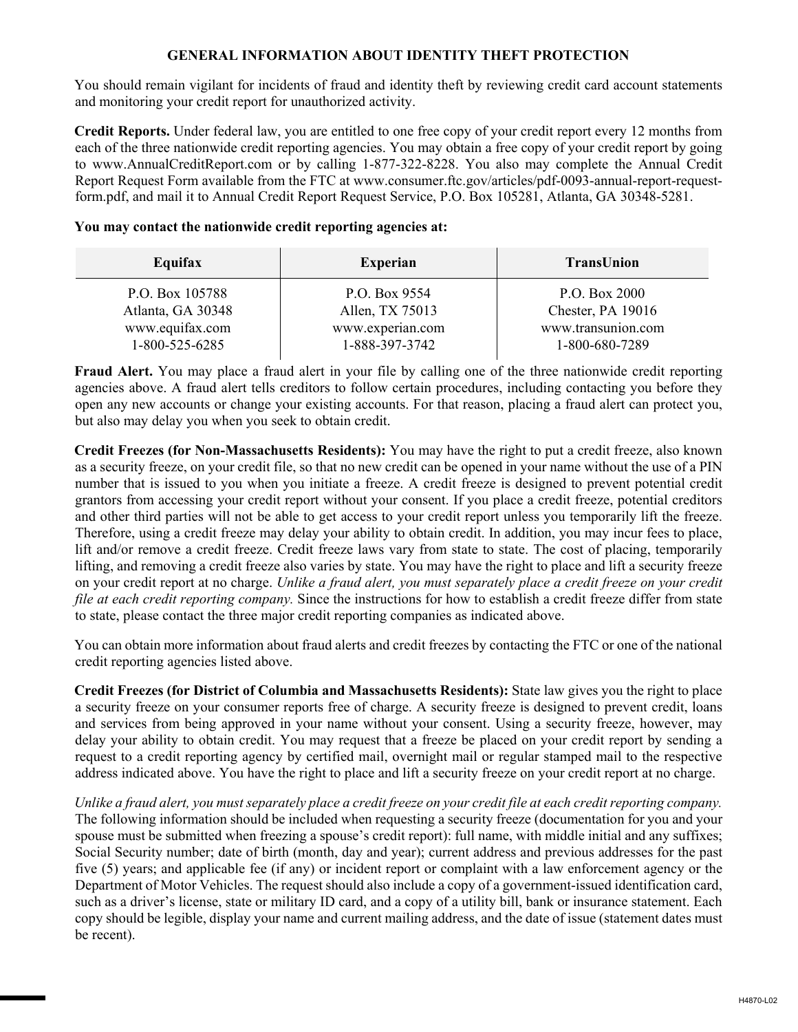## GENERAL INFORMATION ABOUT IDENTITY THEFT PROTECTION

You should remain vigilant for incidents of fraud and identity theft by reviewing credit card account statements and monitoring your credit report for unauthorized activity.

**Credit Reports.** Under federal law, you are entitled to one free copy of your credit report every 12 months from each of the three nationwide credit reporting agencies. You may obtain a free copy of your credit report by going to www.AnnualCreditReport.com or by calling 1-877-322-8228. You also may complete the Annual Credit Report Request Form available from the FTC at www.consumer.ftc.gov/articles/pdf-0093-annual-report-request-form.pdf, and mail it to Annual Credit Report Request Service, P.O. Box 105281, Atlanta, GA 30348-5281.

**You may contact the nationwide credit reporting agencies at:**

| Equifax | Experian | TransUnion |
|---|---|---|
| P.O. Box 105788<br>Atlanta, GA 30348<br>www.equifax.com<br>1-800-525-6285 | P.O. Box 9554<br>Allen, TX 75013<br>www.experian.com<br>1-888-397-3742 | P.O. Box 2000<br>Chester, PA 19016<br>www.transunion.com<br>1-800-680-7289 |

**Fraud Alert.** You may place a fraud alert in your file by calling one of the three nationwide credit reporting agencies above. A fraud alert tells creditors to follow certain procedures, including contacting you before they open any new accounts or change your existing accounts. For that reason, placing a fraud alert can protect you, but also may delay you when you seek to obtain credit.

**Credit Freezes (for Non-Massachusetts Residents):** You may have the right to put a credit freeze, also known as a security freeze, on your credit file, so that no new credit can be opened in your name without the use of a PIN number that is issued to you when you initiate a freeze. A credit freeze is designed to prevent potential credit grantors from accessing your credit report without your consent. If you place a credit freeze, potential creditors and other third parties will not be able to get access to your credit report unless you temporarily lift the freeze. Therefore, using a credit freeze may delay your ability to obtain credit. In addition, you may incur fees to place, lift and/or remove a credit freeze. Credit freeze laws vary from state to state. The cost of placing, temporarily lifting, and removing a credit freeze also varies by state. You may have the right to place and lift a security freeze on your credit report at no charge. *Unlike a fraud alert, you must separately place a credit freeze on your credit file at each credit reporting company.* Since the instructions for how to establish a credit freeze differ from state to state, please contact the three major credit reporting companies as indicated above.

You can obtain more information about fraud alerts and credit freezes by contacting the FTC or one of the national credit reporting agencies listed above.

**Credit Freezes (for District of Columbia and Massachusetts Residents):** State law gives you the right to place a security freeze on your consumer reports free of charge. A security freeze is designed to prevent credit, loans and services from being approved in your name without your consent. Using a security freeze, however, may delay your ability to obtain credit. You may request that a freeze be placed on your credit report by sending a request to a credit reporting agency by certified mail, overnight mail or regular stamped mail to the respective address indicated above. You have the right to place and lift a security freeze on your credit report at no charge.

*Unlike a fraud alert, you must separately place a credit freeze on your credit file at each credit reporting company.* The following information should be included when requesting a security freeze (documentation for you and your spouse must be submitted when freezing a spouse's credit report): full name, with middle initial and any suffixes; Social Security number; date of birth (month, day and year); current address and previous addresses for the past five (5) years; and applicable fee (if any) or incident report or complaint with a law enforcement agency or the Department of Motor Vehicles. The request should also include a copy of a government-issued identification card, such as a driver's license, state or military ID card, and a copy of a utility bill, bank or insurance statement. Each copy should be legible, display your name and current mailing address, and the date of issue (statement dates must be recent).

H4870-L02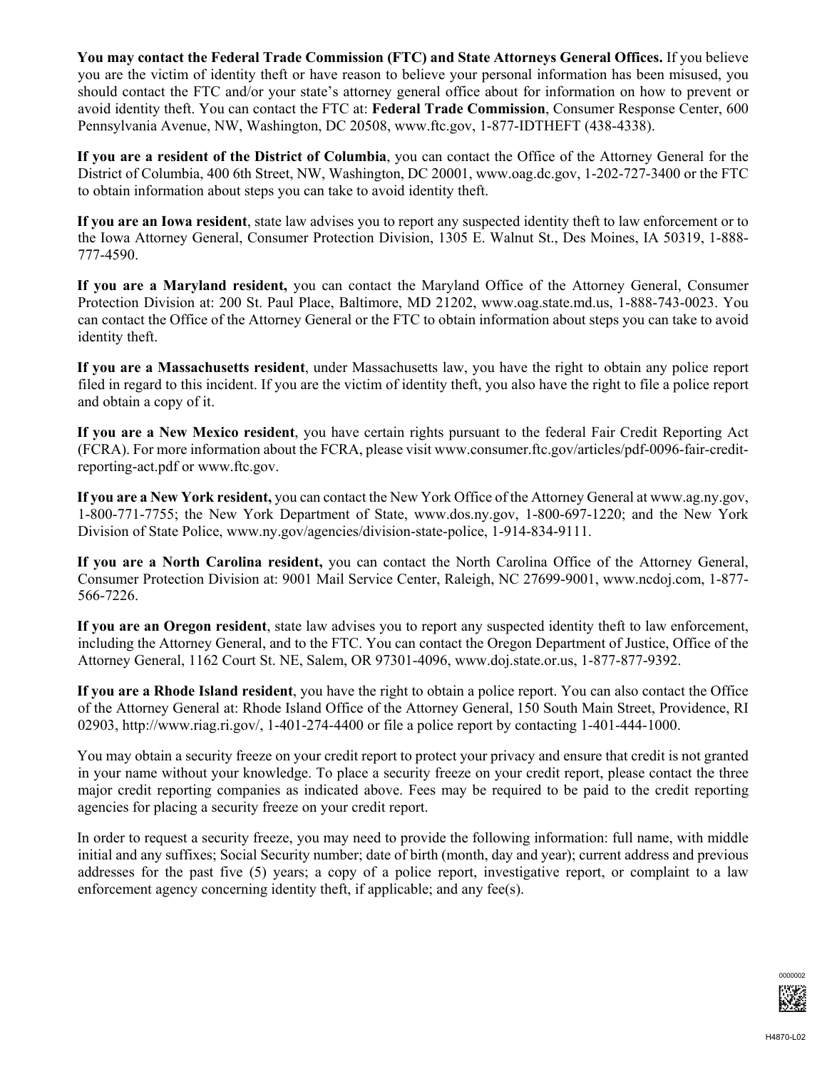**You may contact the Federal Trade Commission (FTC) and State Attorneys General Offices.** If you believe you are the victim of identity theft or have reason to believe your personal information has been misused, you should contact the FTC and/or your state's attorney general office about for information on how to prevent or avoid identity theft. You can contact the FTC at: **Federal Trade Commission**, Consumer Response Center, 600 Pennsylvania Avenue, NW, Washington, DC 20508, www.ftc.gov, 1-877-IDTHEFT (438-4338).

**If you are a resident of the District of Columbia**, you can contact the Office of the Attorney General for the District of Columbia, 400 6th Street, NW, Washington, DC 20001, www.oag.dc.gov, 1-202-727-3400 or the FTC to obtain information about steps you can take to avoid identity theft.

**If you are an Iowa resident**, state law advises you to report any suspected identity theft to law enforcement or to the Iowa Attorney General, Consumer Protection Division, 1305 E. Walnut St., Des Moines, IA 50319, 1-888-777-4590.

**If you are a Maryland resident,** you can contact the Maryland Office of the Attorney General, Consumer Protection Division at: 200 St. Paul Place, Baltimore, MD 21202, www.oag.state.md.us, 1-888-743-0023. You can contact the Office of the Attorney General or the FTC to obtain information about steps you can take to avoid identity theft.

**If you are a Massachusetts resident**, under Massachusetts law, you have the right to obtain any police report filed in regard to this incident. If you are the victim of identity theft, you also have the right to file a police report and obtain a copy of it.

**If you are a New Mexico resident**, you have certain rights pursuant to the federal Fair Credit Reporting Act (FCRA). For more information about the FCRA, please visit www.consumer.ftc.gov/articles/pdf-0096-fair-credit-reporting-act.pdf or www.ftc.gov.

**If you are a New York resident,** you can contact the New York Office of the Attorney General at www.ag.ny.gov, 1-800-771-7755; the New York Department of State, www.dos.ny.gov, 1-800-697-1220; and the New York Division of State Police, www.ny.gov/agencies/division-state-police, 1-914-834-9111.

**If you are a North Carolina resident,** you can contact the North Carolina Office of the Attorney General, Consumer Protection Division at: 9001 Mail Service Center, Raleigh, NC 27699-9001, www.ncdoj.com, 1-877-566-7226.

**If you are an Oregon resident**, state law advises you to report any suspected identity theft to law enforcement, including the Attorney General, and to the FTC. You can contact the Oregon Department of Justice, Office of the Attorney General, 1162 Court St. NE, Salem, OR 97301-4096, www.doj.state.or.us, 1-877-877-9392.

**If you are a Rhode Island resident**, you have the right to obtain a police report. You can also contact the Office of the Attorney General at: Rhode Island Office of the Attorney General, 150 South Main Street, Providence, RI 02903, http://www.riag.ri.gov/, 1-401-274-4400 or file a police report by contacting 1-401-444-1000.

You may obtain a security freeze on your credit report to protect your privacy and ensure that credit is not granted in your name without your knowledge. To place a security freeze on your credit report, please contact the three major credit reporting companies as indicated above. Fees may be required to be paid to the credit reporting agencies for placing a security freeze on your credit report.

In order to request a security freeze, you may need to provide the following information: full name, with middle initial and any suffixes; Social Security number; date of birth (month, day and year); current address and previous addresses for the past five (5) years; a copy of a police report, investigative report, or complaint to a law enforcement agency concerning identity theft, if applicable; and any fee(s).

0000002

H4870-L02